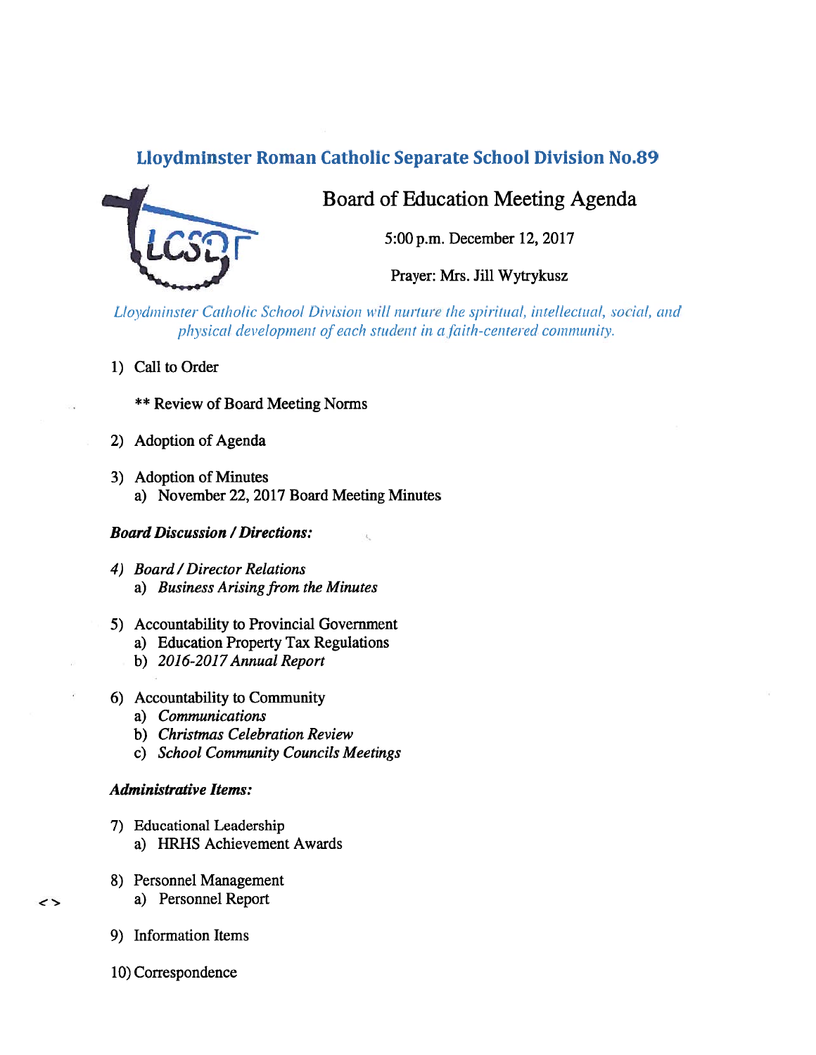# Lloydminster Roman Catholic Separate School Division No.89

## Board of Education Meeting Agenda

5:00 p.m. December 12, 2017

Prayer: Mrs. Jill Wytrykusz

*Lloydminster Catholic School Division will nurture the spiritual, intellectual, social, and physical development of each student in a faith-centered community.*

1) Call to Order

   ** Review of Board Meeting Norms

2) Adoption of Agenda

3) Adoption of Minutes
   a) November 22, 2017 Board Meeting Minutes

***Board Discussion / Directions:***

4) *Board / Director Relations*
   a) *Business Arising from the Minutes*

5) Accountability to Provincial Government
   a) Education Property Tax Regulations
   b) *2016-2017 Annual Report*

6) Accountability to Community
   a) *Communications*
   b) *Christmas Celebration Review*
   c) *School Community Councils Meetings*

***Administrative Items:***

7) Educational Leadership
   a) HRHS Achievement Awards

8) Personnel Management
   a) Personnel Report

9) Information Items

10) Correspondence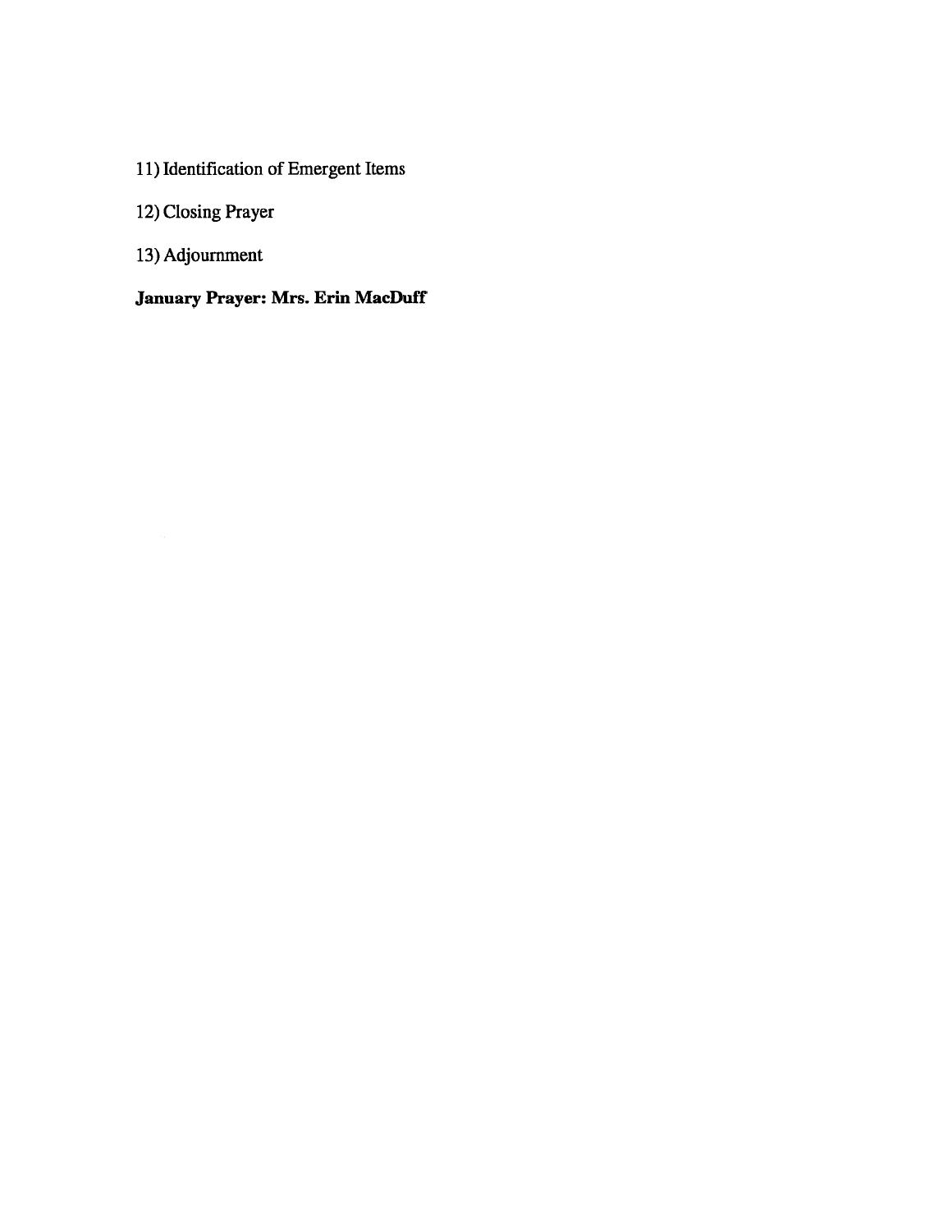11) Identification of Emergent Items

12) Closing Prayer

13) Adjournment

**January Prayer: Mrs. Erin MacDuff**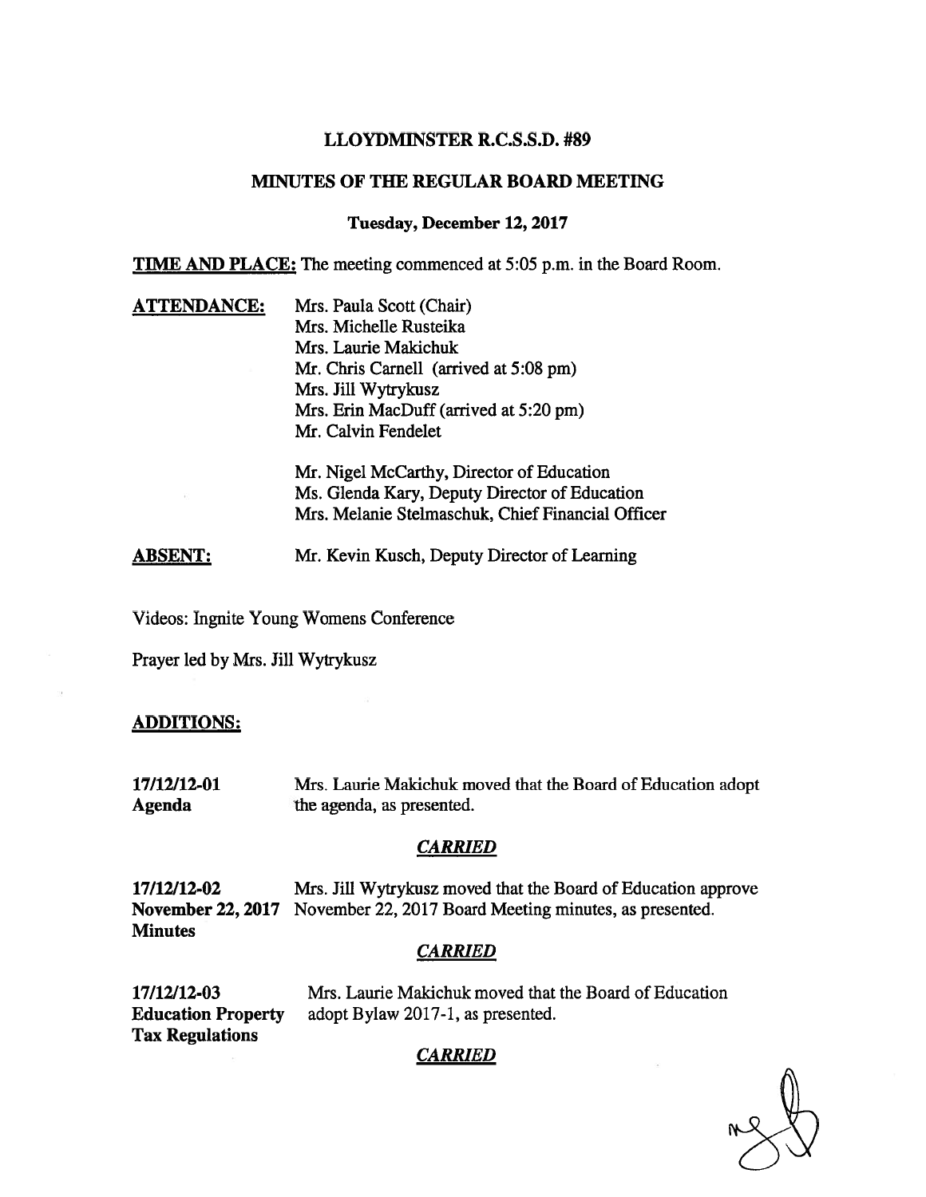# LLOYDMINSTER R.C.S.S.D. #89

## MINUTES OF THE REGULAR BOARD MEETING

### Tuesday, December 12, 2017

**TIME AND PLACE:** The meeting commenced at 5:05 p.m. in the Board Room.

**ATTENDANCE:**

Mrs. Paula Scott (Chair)
Mrs. Michelle Rusteika
Mrs. Laurie Makichuk
Mr. Chris Carnell (arrived at 5:08 pm)
Mrs. Jill Wytrykusz
Mrs. Erin MacDuff (arrived at 5:20 pm)
Mr. Calvin Fendelet

Mr. Nigel McCarthy, Director of Education
Ms. Glenda Kary, Deputy Director of Education
Mrs. Melanie Stelmaschuk, Chief Financial Officer

**ABSENT:** Mr. Kevin Kusch, Deputy Director of Learning

Videos: Ingnite Young Womens Conference

Prayer led by Mrs. Jill Wytrykusz

**ADDITIONS:**

**17/12/12-01**
**Agenda**

Mrs. Laurie Makichuk moved that the Board of Education adopt the agenda, as presented.

***CARRIED***

**17/12/12-02**
**November 22, 2017 Minutes**

Mrs. Jill Wytrykusz moved that the Board of Education approve November 22, 2017 Board Meeting minutes, as presented.

***CARRIED***

**17/12/12-03**
**Education Property Tax Regulations**

Mrs. Laurie Makichuk moved that the Board of Education adopt Bylaw 2017-1, as presented.

***CARRIED***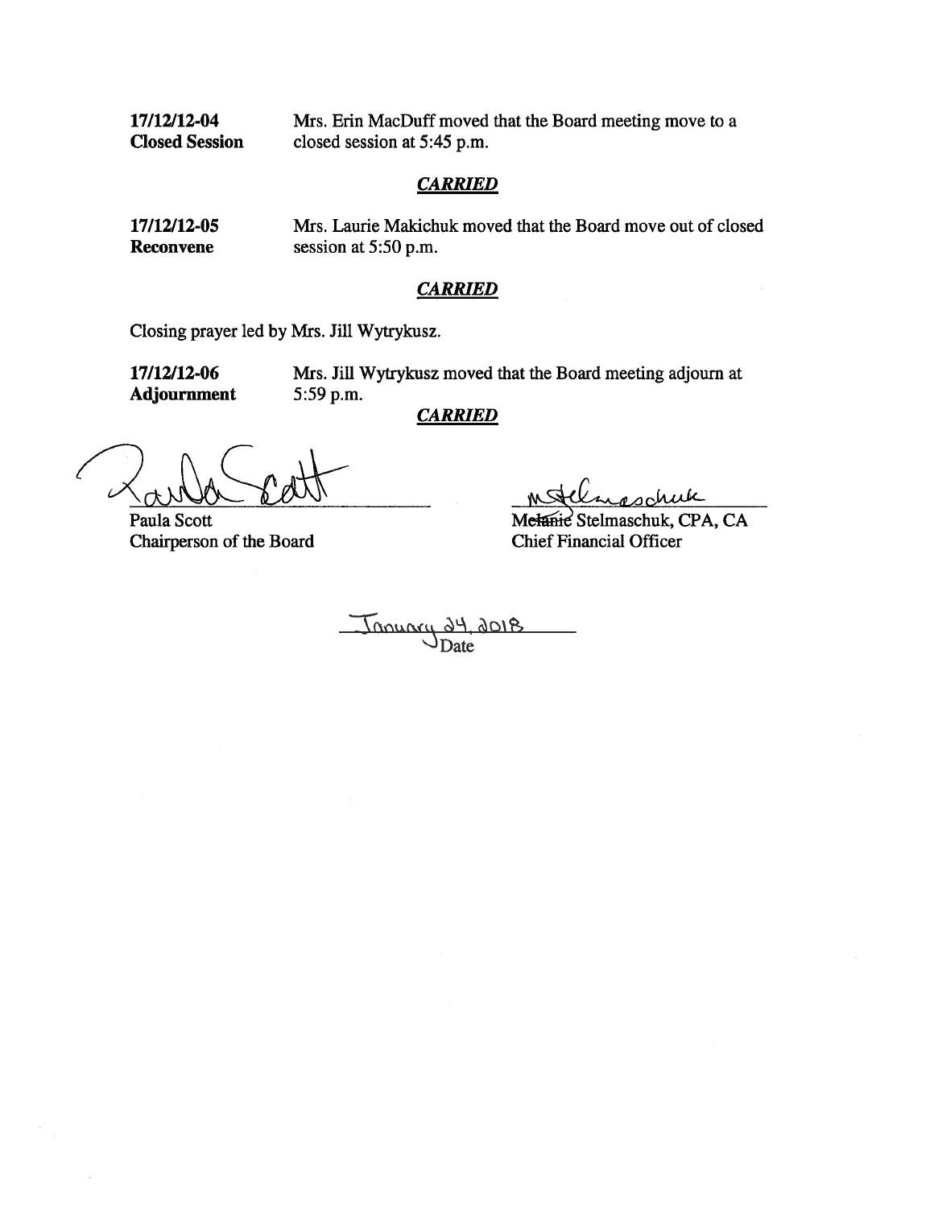**17/12/12-04**
**Closed Session**

Mrs. Erin MacDuff moved that the Board meeting move to a closed session at 5:45 p.m.

***CARRIED***

**17/12/12-05**
**Reconvene**

Mrs. Laurie Makichuk moved that the Board move out of closed session at 5:50 p.m.

***CARRIED***

Closing prayer led by Mrs. Jill Wytrykusz.

**17/12/12-06**
**Adjournment**

Mrs. Jill Wytrykusz moved that the Board meeting adjourn at 5:59 p.m.

***CARRIED***

Paula Scott
Chairperson of the Board

Melanie Stelmaschuk, CPA, CA
Chief Financial Officer

January 24, 2018
Date